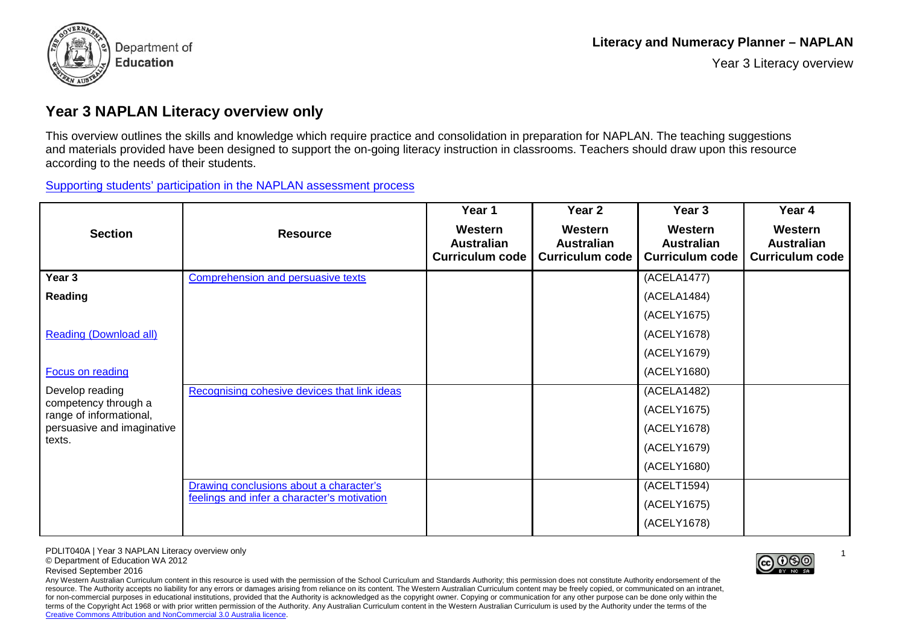# Year 3 NAPLAN Literacy overview only

This overview outlines the skills and knowledge which require practice and consolidation in preparation for NAPLAN. The teaching suggestions and materials provided have been designed to support the on-going literacy instruction in classrooms. Teachers should draw upon this resource according to the needs of their students.

Supporting students' participation in the NAPLAN assessment process

| Section | Resource | Year 1 Western Australian Curriculum code | Year 2 Western Australian Curriculum code | Year 3 Western Australian Curriculum code | Year 4 Western Australian Curriculum code |
|---|---|---|---|---|---|
| **Year 3** | Comprehension and persuasive texts | | | (ACELA1477) | |
| **Reading** | | | | (ACELA1484) | |
| | | | | (ACELY1675) | |
| Reading (Download all) | | | | (ACELY1678) | |
| | | | | (ACELY1679) | |
| Focus on reading | | | | (ACELY1680) | |
| Develop reading competency through a range of informational, persuasive and imaginative texts. | Recognising cohesive devices that link ideas | | | (ACELA1482) | |
| | | | | (ACELY1675) | |
| | | | | (ACELY1678) | |
| | | | | (ACELY1679) | |
| | | | | (ACELY1680) | |
| | Drawing conclusions about a character's feelings and infer a character's motivation | | | (ACELT1594) | |
| | | | | (ACELY1675) | |
| | | | | (ACELY1678) | |

PDLIT040A | Year 3 NAPLAN Literacy overview only
© Department of Education WA 2012
Revised September 2016

Any Western Australian Curriculum content in this resource is used with the permission of the School Curriculum and Standards Authority; this permission does not constitute Authority endorsement of the resource. The Authority accepts no liability for any errors or damages arising from reliance on its content. The Western Australian Curriculum content may be freely copied, or communicated on an intranet, for non-commercial purposes in educational institutions, provided that the Authority is acknowledged as the copyright owner. Copying or communication for any other purpose can be done only within the terms of the Copyright Act 1968 or with prior written permission of the Authority. Any Australian Curriculum content in the Western Australian Curriculum is used by the Authority under the terms of the Creative Commons Attribution and NonCommercial 3.0 Australia licence.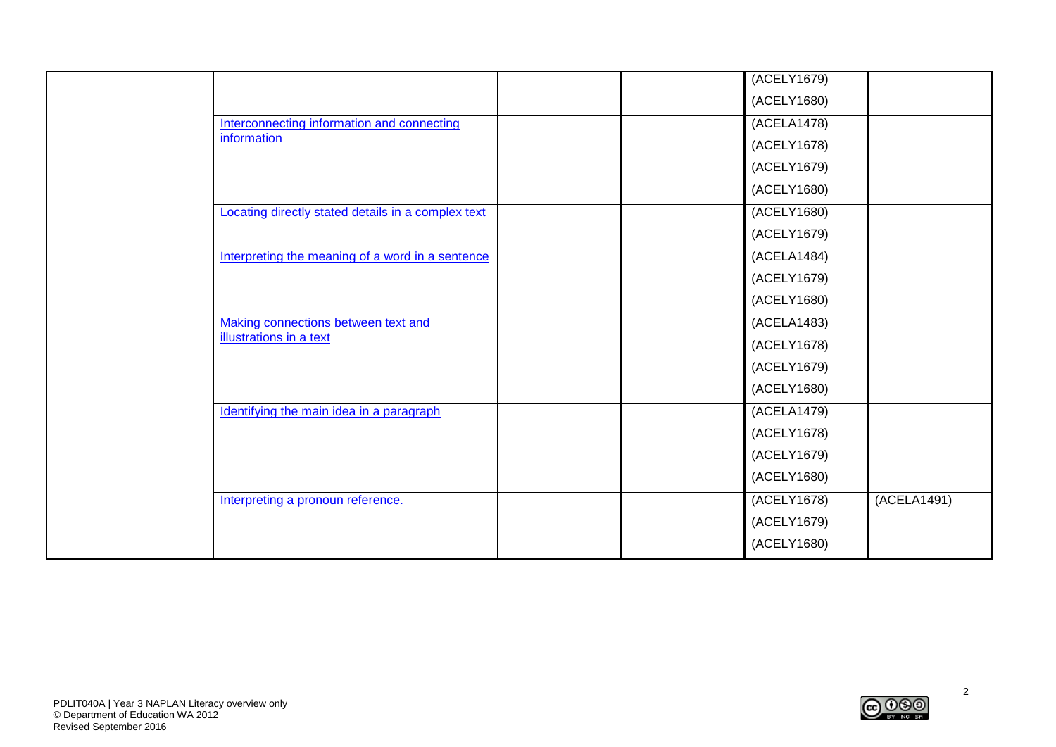| | | | | | |
|---|---|---|---|---|---|
| | | | | (ACELY1679)<br>(ACELY1680) | |
| | Interconnecting information and connecting information | | | (ACELA1478)<br>(ACELY1678)<br>(ACELY1679)<br>(ACELY1680) | |
| | Locating directly stated details in a complex text | | | (ACELY1680)<br>(ACELY1679) | |
| | Interpreting the meaning of a word in a sentence | | | (ACELA1484)<br>(ACELY1679)<br>(ACELY1680) | |
| | Making connections between text and illustrations in a text | | | (ACELA1483)<br>(ACELY1678)<br>(ACELY1679)<br>(ACELY1680) | |
| | Identifying the main idea in a paragraph | | | (ACELA1479)<br>(ACELY1678)<br>(ACELY1679)<br>(ACELY1680) | |
| | Interpreting a pronoun reference. | | | (ACELY1678)<br>(ACELY1679)<br>(ACELY1680) | (ACELA1491) |

PDLIT040A | Year 3 NAPLAN Literacy overview only
© Department of Education WA 2012
Revised September 2016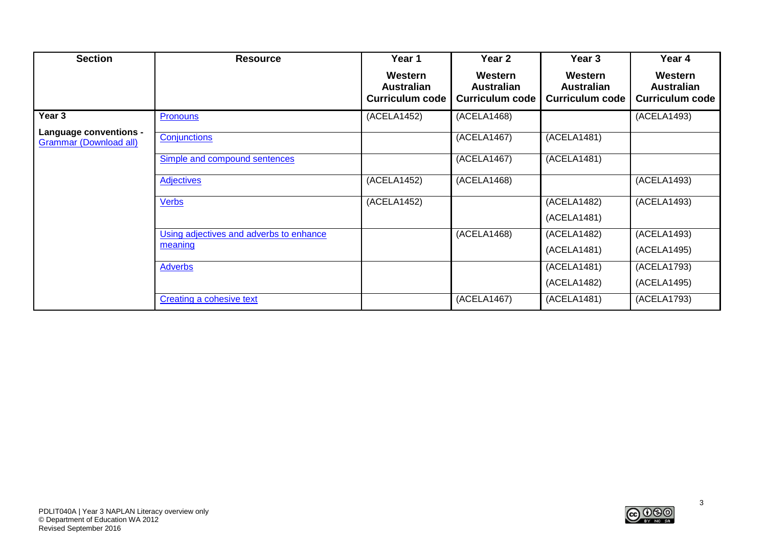| Section | Resource | Year 1<br>Western Australian Curriculum code | Year 2<br>Western Australian Curriculum code | Year 3<br>Western Australian Curriculum code | Year 4<br>Western Australian Curriculum code |
|---|---|---|---|---|---|
| **Year 3**<br>**Language conventions -** Grammar (Download all) | Pronouns | (ACELA1452) | (ACELA1468) | | (ACELA1493) |
| | Conjunctions | | (ACELA1467) | (ACELA1481) | |
| | Simple and compound sentences | | (ACELA1467) | (ACELA1481) | |
| | Adjectives | (ACELA1452) | (ACELA1468) | | (ACELA1493) |
| | Verbs | (ACELA1452) | | (ACELA1482)<br>(ACELA1481) | (ACELA1493) |
| | Using adjectives and adverbs to enhance meaning | | (ACELA1468) | (ACELA1482)<br>(ACELA1481) | (ACELA1493)<br>(ACELA1495) |
| | Adverbs | | | (ACELA1481)<br>(ACELA1482) | (ACELA1793)<br>(ACELA1495) |
| | Creating a cohesive text | | (ACELA1467) | (ACELA1481) | (ACELA1793) |

PDLIT040A | Year 3 NAPLAN Literacy overview only
© Department of Education WA 2012
Revised September 2016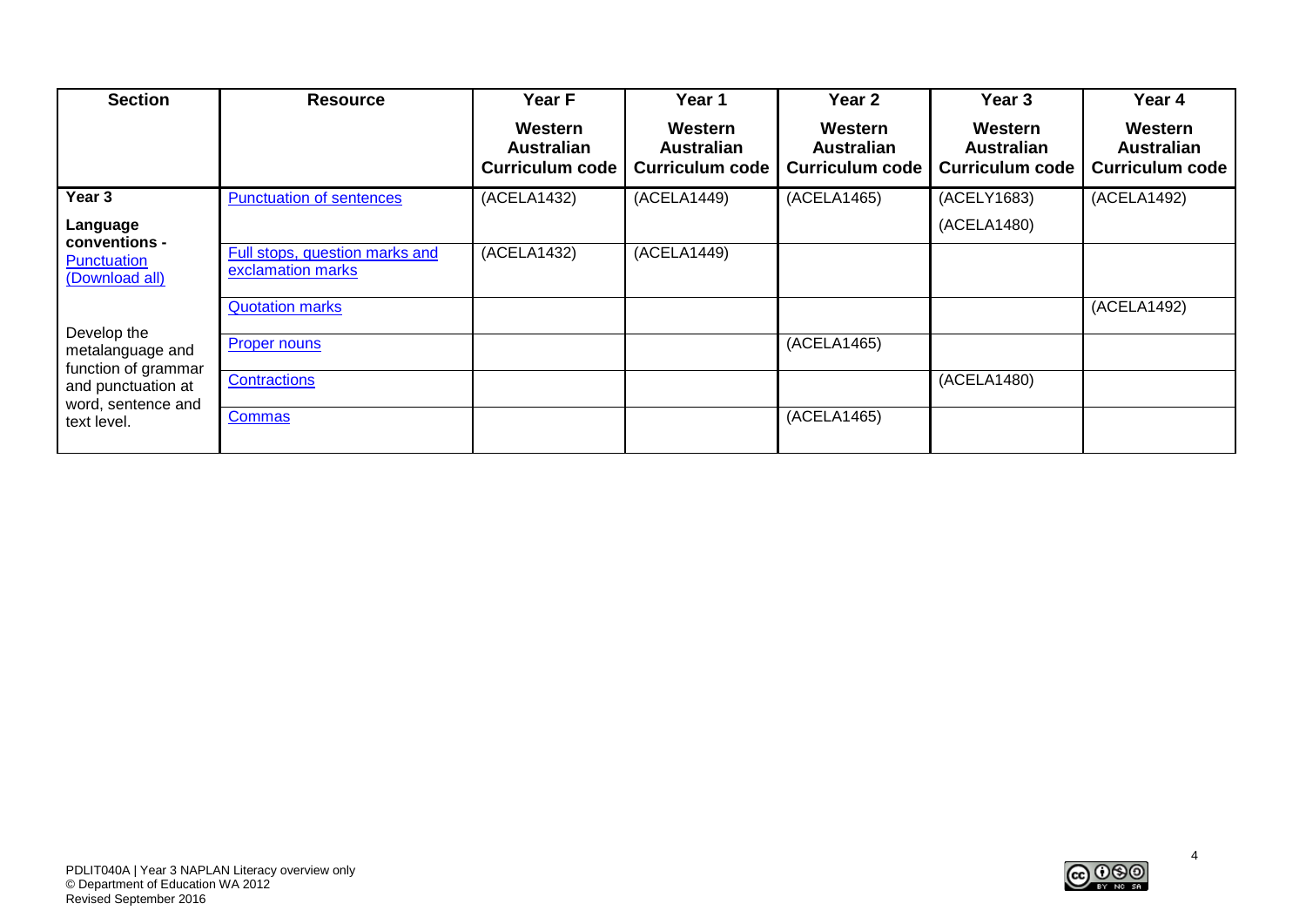| Section | Resource | Year F Western Australian Curriculum code | Year 1 Western Australian Curriculum code | Year 2 Western Australian Curriculum code | Year 3 Western Australian Curriculum code | Year 4 Western Australian Curriculum code |
|---|---|---|---|---|---|---|
| **Year 3** **Language conventions -** Punctuation (Download all) Develop the metalanguage and function of grammar and punctuation at word, sentence and text level. | Punctuation of sentences | (ACELA1432) | (ACELA1449) | (ACELA1465) | (ACELY1683) (ACELA1480) | (ACELA1492) |
| | Full stops, question marks and exclamation marks | (ACELA1432) | (ACELA1449) | | | |
| | Quotation marks | | | | | (ACELA1492) |
| | Proper nouns | | | (ACELA1465) | | |
| | Contractions | | | | (ACELA1480) | |
| | Commas | | | (ACELA1465) | | |

PDLIT040A | Year 3 NAPLAN Literacy overview only
© Department of Education WA 2012
Revised September 2016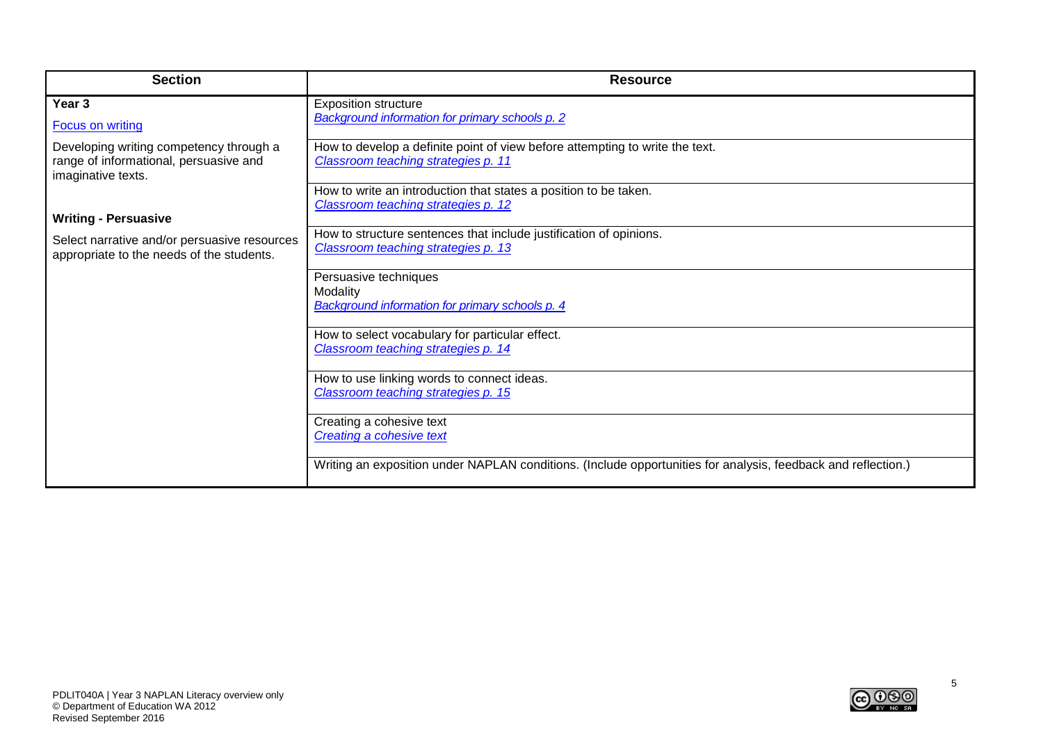| Section | Resource |
|---|---|
| **Year 3**<br><br>Focus on writing<br><br>Developing writing competency through a range of informational, persuasive and imaginative texts.<br><br>**Writing - Persuasive**<br><br>Select narrative and/or persuasive resources appropriate to the needs of the students. | Exposition structure<br>*Background information for primary schools p. 2* |
| | How to develop a definite point of view before attempting to write the text.<br>*Classroom teaching strategies p. 11* |
| | How to write an introduction that states a position to be taken.<br>*Classroom teaching strategies p. 12* |
| | How to structure sentences that include justification of opinions.<br>*Classroom teaching strategies p. 13* |
| | Persuasive techniques<br>Modality<br>*Background information for primary schools p. 4* |
| | How to select vocabulary for particular effect.<br>*Classroom teaching strategies p. 14* |
| | How to use linking words to connect ideas.<br>*Classroom teaching strategies p. 15* |
| | Creating a cohesive text<br>*Creating a cohesive text* |
| | Writing an exposition under NAPLAN conditions. (Include opportunities for analysis, feedback and reflection.) |

PDLIT040A | Year 3 NAPLAN Literacy overview only
© Department of Education WA 2012
Revised September 2016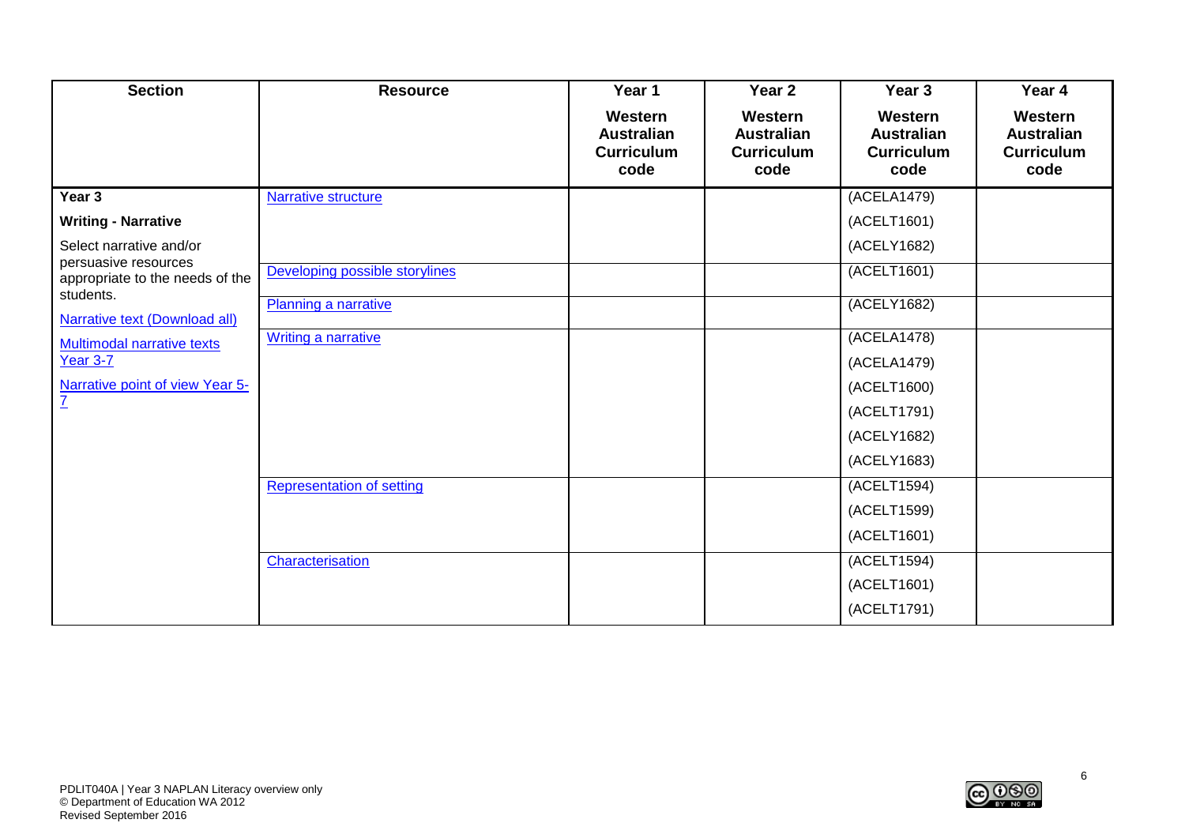| Section | Resource | Year 1 Western Australian Curriculum code | Year 2 Western Australian Curriculum code | Year 3 Western Australian Curriculum code | Year 4 Western Australian Curriculum code |
|---|---|---|---|---|---|
| **Year 3**<br>**Writing - Narrative**<br>Select narrative and/or persuasive resources appropriate to the needs of the students.<br>Narrative text (Download all)<br>Multimodal narrative texts Year 3-7<br>Narrative point of view Year 5-7 | Narrative structure | | | (ACELA1479)<br>(ACELT1601)<br>(ACELY1682) | |
| | Developing possible storylines | | | (ACELT1601) | |
| | Planning a narrative | | | (ACELY1682) | |
| | Writing a narrative | | | (ACELA1478)<br>(ACELA1479)<br>(ACELT1600)<br>(ACELT1791)<br>(ACELY1682)<br>(ACELY1683) | |
| | Representation of setting | | | (ACELT1594)<br>(ACELT1599)<br>(ACELT1601) | |
| | Characterisation | | | (ACELT1594)<br>(ACELT1601)<br>(ACELT1791) | |

PDLIT040A | Year 3 NAPLAN Literacy overview only
© Department of Education WA 2012
Revised September 2016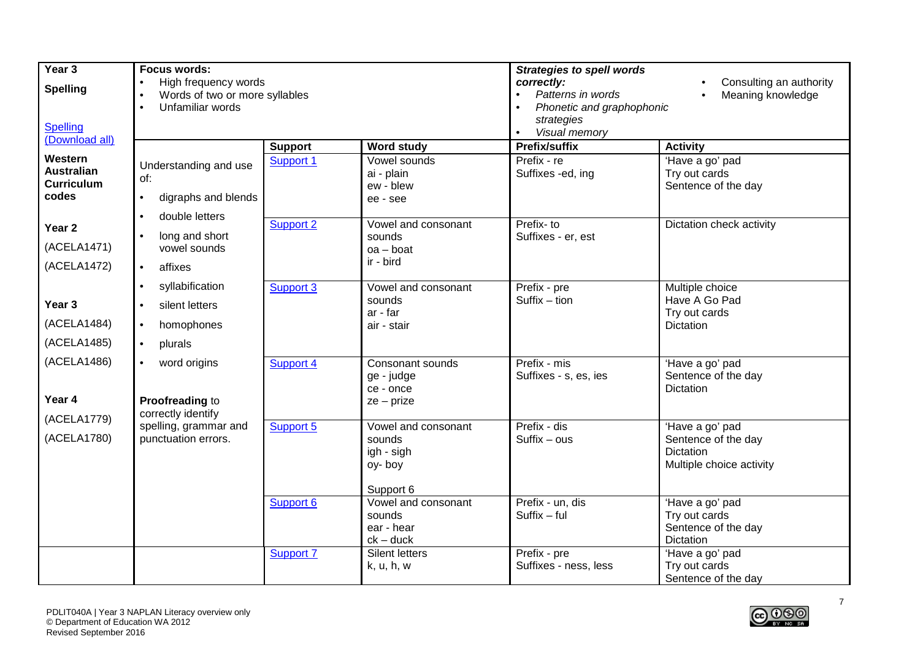| Year 3 **Spelling** [Spelling (Download all)] | **Focus words:**<br>• High frequency words<br>• Words of two or more syllables<br>• Unfamiliar words | | | ***Strategies to spell words correctly:***<br>• *Patterns in words*<br>• *Phonetic and graphophonic strategies*<br>• *Visual memory* | • Consulting an authority<br>• Meaning knowledge |
|---|---|---|---|---|---|
| | | **Support** | **Word study** | **Prefix/suffix** | **Activity** |
| **Western Australian Curriculum codes**<br><br>**Year 2**<br>(ACELA1471)<br>(ACELA1472)<br><br>**Year 3**<br>(ACELA1484)<br>(ACELA1485)<br>(ACELA1486)<br><br>**Year 4**<br>(ACELA1779)<br>(ACELA1780) | Understanding and use of:<br>• digraphs and blends<br>• double letters<br>• long and short vowel sounds<br>• affixes<br>• syllabification<br>• silent letters<br>• homophones<br>• plurals<br>• word origins<br><br>**Proofreading** to correctly identify spelling, grammar and punctuation errors. | Support 1 | Vowel sounds<br>ai - plain<br>ew - blew<br>ee - see | Prefix - re<br>Suffixes -ed, ing | 'Have a go' pad<br>Try out cards<br>Sentence of the day |
| | | Support 2 | Vowel and consonant sounds<br>oa – boat<br>ir - bird | Prefix- to<br>Suffixes - er, est | Dictation check activity |
| | | Support 3 | Vowel and consonant sounds<br>ar - far<br>air - stair | Prefix - pre<br>Suffix – tion | Multiple choice<br>Have A Go Pad<br>Try out cards<br>Dictation |
| | | Support 4 | Consonant sounds<br>ge - judge<br>ce - once<br>ze – prize | Prefix - mis<br>Suffixes - s, es, ies | 'Have a go' pad<br>Sentence of the day<br>Dictation |
| | | Support 5 | Vowel and consonant sounds<br>igh - sigh<br>oy- boy<br><br>Support 6 | Prefix - dis<br>Suffix – ous | 'Have a go' pad<br>Sentence of the day<br>Dictation<br>Multiple choice activity |
| | | Support 6 | Vowel and consonant sounds<br>ear - hear<br>ck – duck | Prefix - un, dis<br>Suffix – ful | 'Have a go' pad<br>Try out cards<br>Sentence of the day<br>Dictation |
| | | Support 7 | Silent letters<br>k, u, h, w | Prefix - pre<br>Suffixes - ness, less | 'Have a go' pad<br>Try out cards<br>Sentence of the day |

PDLIT040A | Year 3 NAPLAN Literacy overview only
© Department of Education WA 2012
Revised September 2016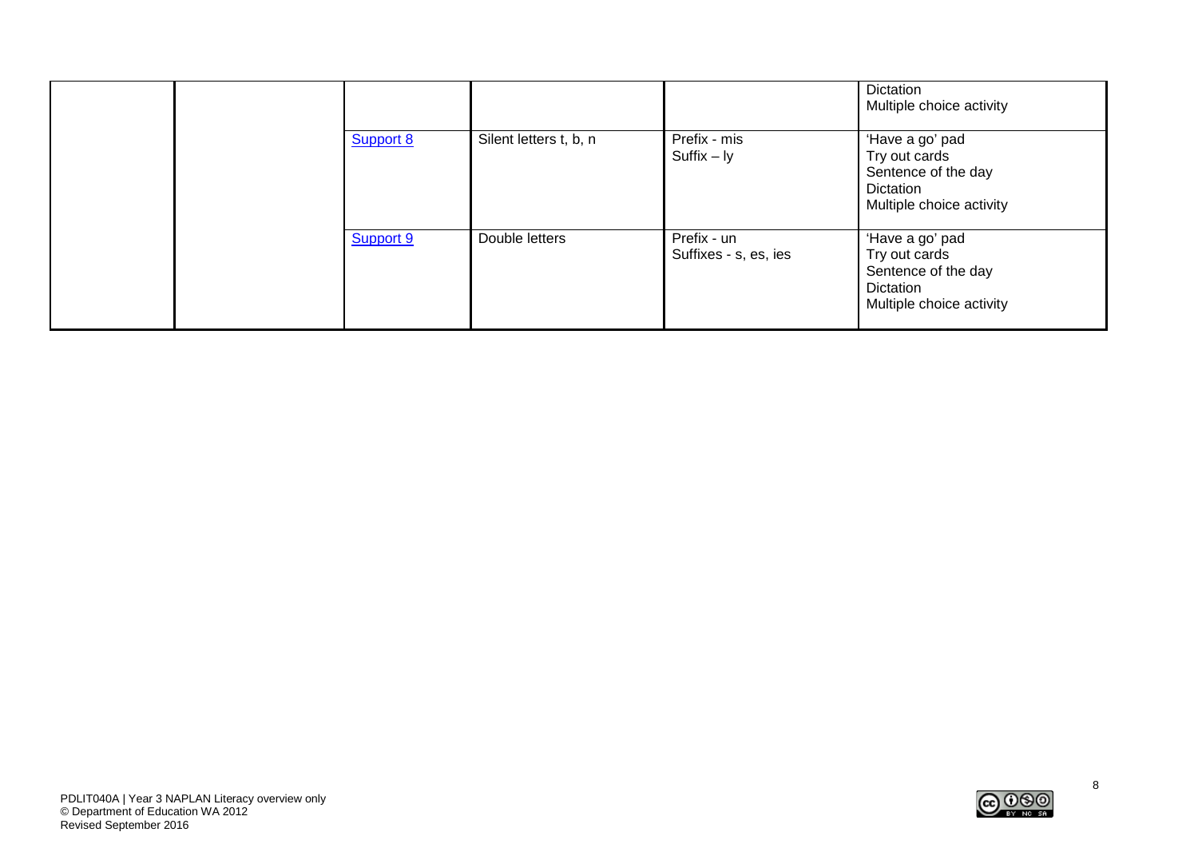| | | | | | |
|---|---|---|---|---|---|
| | | | | | Dictation<br>Multiple choice activity |
| | | Support 8 | Silent letters t, b, n | Prefix - mis<br>Suffix – ly | 'Have a go' pad<br>Try out cards<br>Sentence of the day<br>Dictation<br>Multiple choice activity |
| | | Support 9 | Double letters | Prefix - un<br>Suffixes - s, es, ies | 'Have a go' pad<br>Try out cards<br>Sentence of the day<br>Dictation<br>Multiple choice activity |

PDLIT040A | Year 3 NAPLAN Literacy overview only
© Department of Education WA 2012
Revised September 2016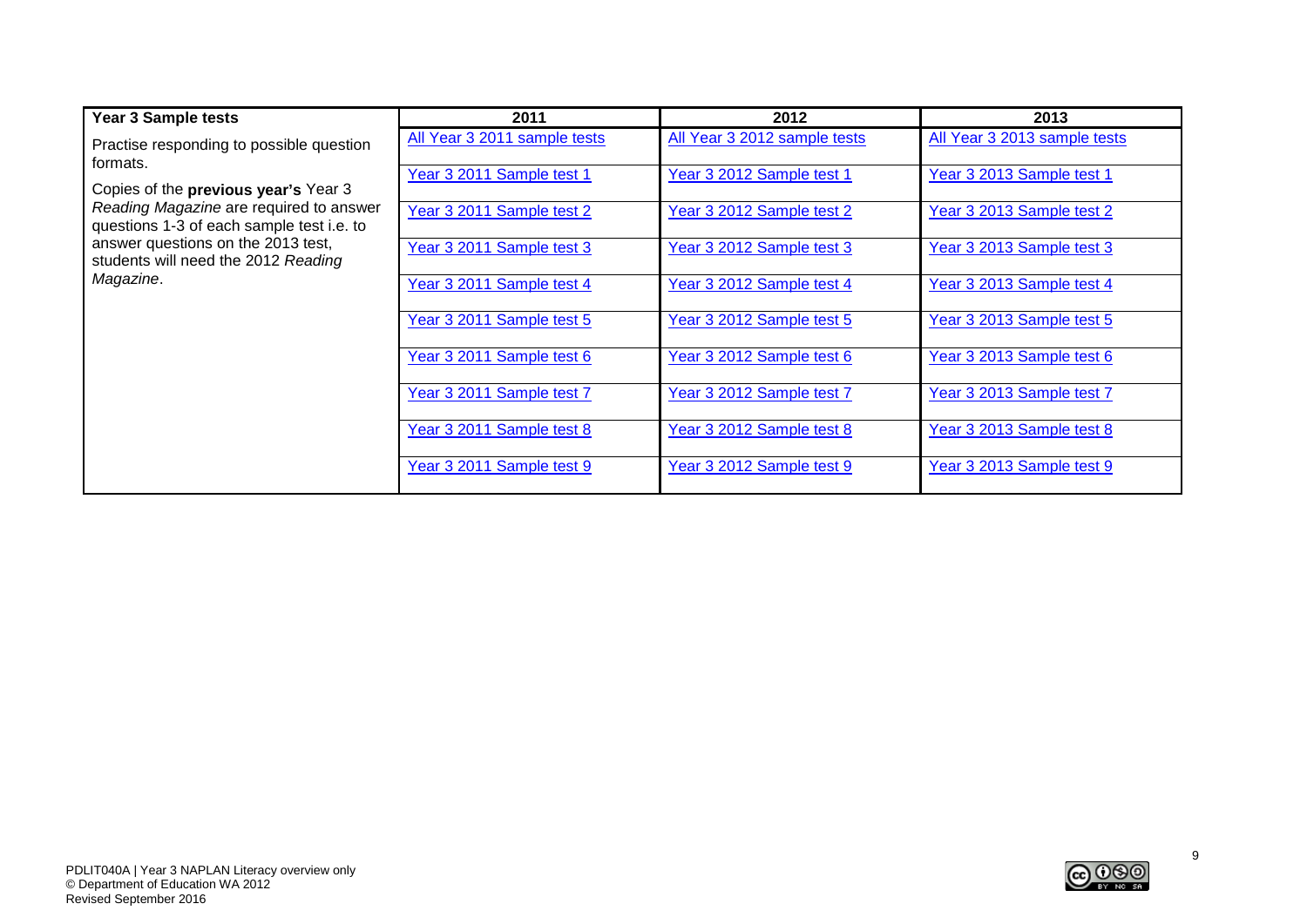| Year 3 Sample tests | 2011 | 2012 | 2013 |
| --- | --- | --- | --- |
| Practise responding to possible question formats.<br><br>Copies of the **previous year's** Year 3 *Reading Magazine* are required to answer questions 1-3 of each sample test i.e. to answer questions on the 2013 test, students will need the 2012 *Reading Magazine*. | All Year 3 2011 sample tests | All Year 3 2012 sample tests | All Year 3 2013 sample tests |
| | Year 3 2011 Sample test 1 | Year 3 2012 Sample test 1 | Year 3 2013 Sample test 1 |
| | Year 3 2011 Sample test 2 | Year 3 2012 Sample test 2 | Year 3 2013 Sample test 2 |
| | Year 3 2011 Sample test 3 | Year 3 2012 Sample test 3 | Year 3 2013 Sample test 3 |
| | Year 3 2011 Sample test 4 | Year 3 2012 Sample test 4 | Year 3 2013 Sample test 4 |
| | Year 3 2011 Sample test 5 | Year 3 2012 Sample test 5 | Year 3 2013 Sample test 5 |
| | Year 3 2011 Sample test 6 | Year 3 2012 Sample test 6 | Year 3 2013 Sample test 6 |
| | Year 3 2011 Sample test 7 | Year 3 2012 Sample test 7 | Year 3 2013 Sample test 7 |
| | Year 3 2011 Sample test 8 | Year 3 2012 Sample test 8 | Year 3 2013 Sample test 8 |
| | Year 3 2011 Sample test 9 | Year 3 2012 Sample test 9 | Year 3 2013 Sample test 9 |

PDLIT040A | Year 3 NAPLAN Literacy overview only
© Department of Education WA 2012
Revised September 2016